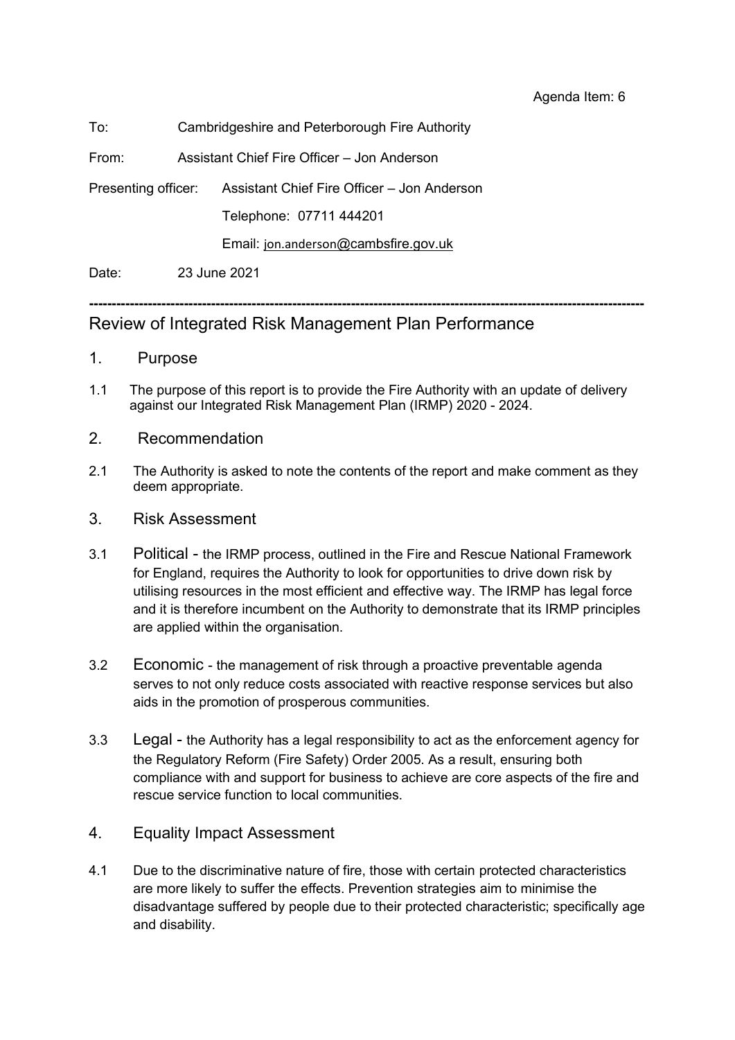Agenda Item: 6

To: Cambridgeshire and Peterborough Fire Authority

From: Assistant Chief Fire Officer – Jon Anderson

Presenting officer: Assistant Chief Fire Officer – Jon Anderson

Telephone: 07711 444201

Email: jon.anderson@cambsfire.gov.uk

Date: 23 June 2021

---

# Review of Integrated Risk Management Plan Performance

## 1. Purpose

1.1 The purpose of this report is to provide the Fire Authority with an update of delivery against our Integrated Risk Management Plan (IRMP) 2020 - 2024.

## 2. Recommendation

2.1 The Authority is asked to note the contents of the report and make comment as they deem appropriate.

## 3. Risk Assessment

3.1 Political - the IRMP process, outlined in the Fire and Rescue National Framework for England, requires the Authority to look for opportunities to drive down risk by utilising resources in the most efficient and effective way. The IRMP has legal force and it is therefore incumbent on the Authority to demonstrate that its IRMP principles are applied within the organisation.

3.2 Economic - the management of risk through a proactive preventable agenda serves to not only reduce costs associated with reactive response services but also aids in the promotion of prosperous communities.

3.3 Legal - the Authority has a legal responsibility to act as the enforcement agency for the Regulatory Reform (Fire Safety) Order 2005. As a result, ensuring both compliance with and support for business to achieve are core aspects of the fire and rescue service function to local communities.

## 4. Equality Impact Assessment

4.1 Due to the discriminative nature of fire, those with certain protected characteristics are more likely to suffer the effects. Prevention strategies aim to minimise the disadvantage suffered by people due to their protected characteristic; specifically age and disability.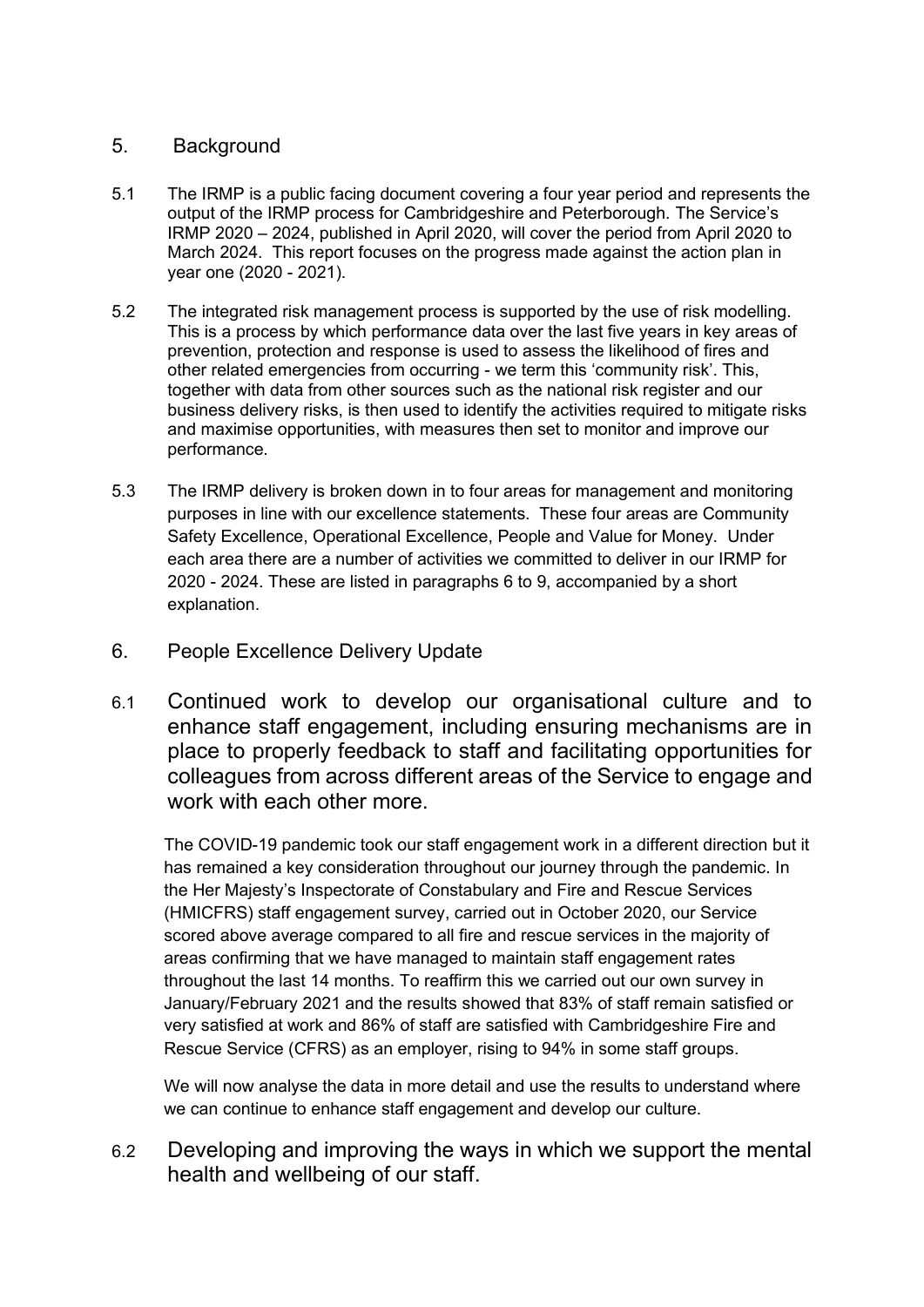## 5. Background

5.1 The IRMP is a public facing document covering a four year period and represents the output of the IRMP process for Cambridgeshire and Peterborough. The Service's IRMP 2020 – 2024, published in April 2020, will cover the period from April 2020 to March 2024. This report focuses on the progress made against the action plan in year one (2020 - 2021).

5.2 The integrated risk management process is supported by the use of risk modelling. This is a process by which performance data over the last five years in key areas of prevention, protection and response is used to assess the likelihood of fires and other related emergencies from occurring - we term this 'community risk'. This, together with data from other sources such as the national risk register and our business delivery risks, is then used to identify the activities required to mitigate risks and maximise opportunities, with measures then set to monitor and improve our performance.

5.3 The IRMP delivery is broken down in to four areas for management and monitoring purposes in line with our excellence statements. These four areas are Community Safety Excellence, Operational Excellence, People and Value for Money. Under each area there are a number of activities we committed to deliver in our IRMP for 2020 - 2024. These are listed in paragraphs 6 to 9, accompanied by a short explanation.

## 6. People Excellence Delivery Update

### 6.1 Continued work to develop our organisational culture and to enhance staff engagement, including ensuring mechanisms are in place to properly feedback to staff and facilitating opportunities for colleagues from across different areas of the Service to engage and work with each other more.

The COVID-19 pandemic took our staff engagement work in a different direction but it has remained a key consideration throughout our journey through the pandemic. In the Her Majesty's Inspectorate of Constabulary and Fire and Rescue Services (HMICFRS) staff engagement survey, carried out in October 2020, our Service scored above average compared to all fire and rescue services in the majority of areas confirming that we have managed to maintain staff engagement rates throughout the last 14 months. To reaffirm this we carried out our own survey in January/February 2021 and the results showed that 83% of staff remain satisfied or very satisfied at work and 86% of staff are satisfied with Cambridgeshire Fire and Rescue Service (CFRS) as an employer, rising to 94% in some staff groups.

We will now analyse the data in more detail and use the results to understand where we can continue to enhance staff engagement and develop our culture.

### 6.2 Developing and improving the ways in which we support the mental health and wellbeing of our staff.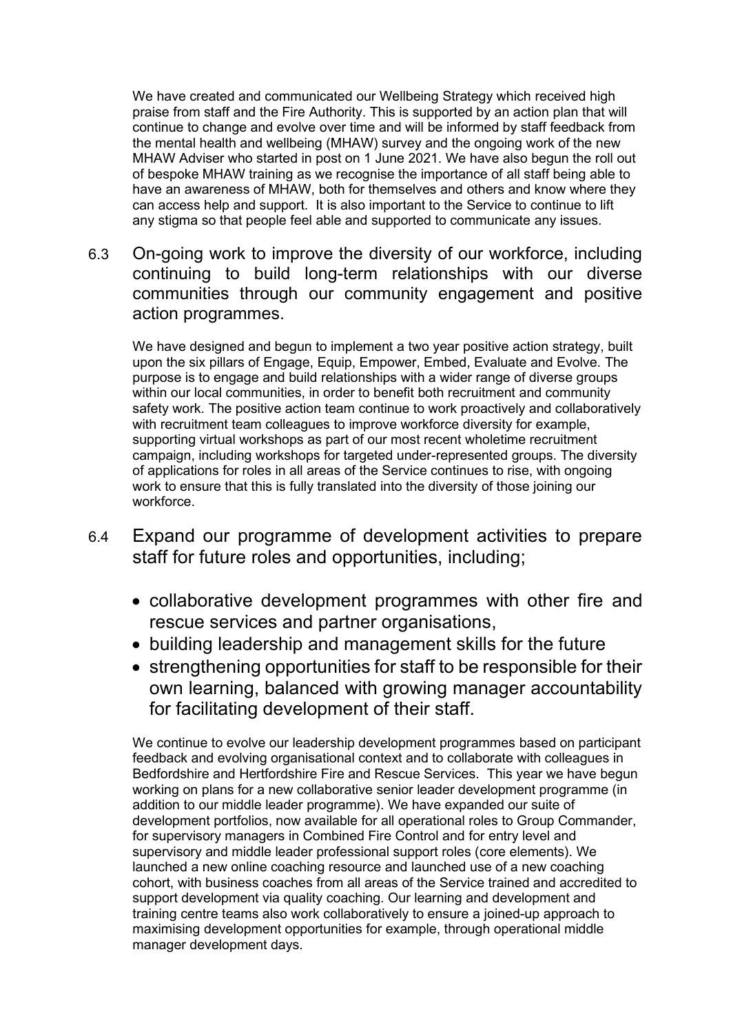We have created and communicated our Wellbeing Strategy which received high praise from staff and the Fire Authority. This is supported by an action plan that will continue to change and evolve over time and will be informed by staff feedback from the mental health and wellbeing (MHAW) survey and the ongoing work of the new MHAW Adviser who started in post on 1 June 2021. We have also begun the roll out of bespoke MHAW training as we recognise the importance of all staff being able to have an awareness of MHAW, both for themselves and others and know where they can access help and support. It is also important to the Service to continue to lift any stigma so that people feel able and supported to communicate any issues.

### 6.3 On-going work to improve the diversity of our workforce, including continuing to build long-term relationships with our diverse communities through our community engagement and positive action programmes.

We have designed and begun to implement a two year positive action strategy, built upon the six pillars of Engage, Equip, Empower, Embed, Evaluate and Evolve. The purpose is to engage and build relationships with a wider range of diverse groups within our local communities, in order to benefit both recruitment and community safety work. The positive action team continue to work proactively and collaboratively with recruitment team colleagues to improve workforce diversity for example, supporting virtual workshops as part of our most recent wholetime recruitment campaign, including workshops for targeted under-represented groups. The diversity of applications for roles in all areas of the Service continues to rise, with ongoing work to ensure that this is fully translated into the diversity of those joining our workforce.

### 6.4 Expand our programme of development activities to prepare staff for future roles and opportunities, including;

- collaborative development programmes with other fire and rescue services and partner organisations,
- building leadership and management skills for the future
- strengthening opportunities for staff to be responsible for their own learning, balanced with growing manager accountability for facilitating development of their staff.

We continue to evolve our leadership development programmes based on participant feedback and evolving organisational context and to collaborate with colleagues in Bedfordshire and Hertfordshire Fire and Rescue Services. This year we have begun working on plans for a new collaborative senior leader development programme (in addition to our middle leader programme). We have expanded our suite of development portfolios, now available for all operational roles to Group Commander, for supervisory managers in Combined Fire Control and for entry level and supervisory and middle leader professional support roles (core elements). We launched a new online coaching resource and launched use of a new coaching cohort, with business coaches from all areas of the Service trained and accredited to support development via quality coaching. Our learning and development and training centre teams also work collaboratively to ensure a joined-up approach to maximising development opportunities for example, through operational middle manager development days.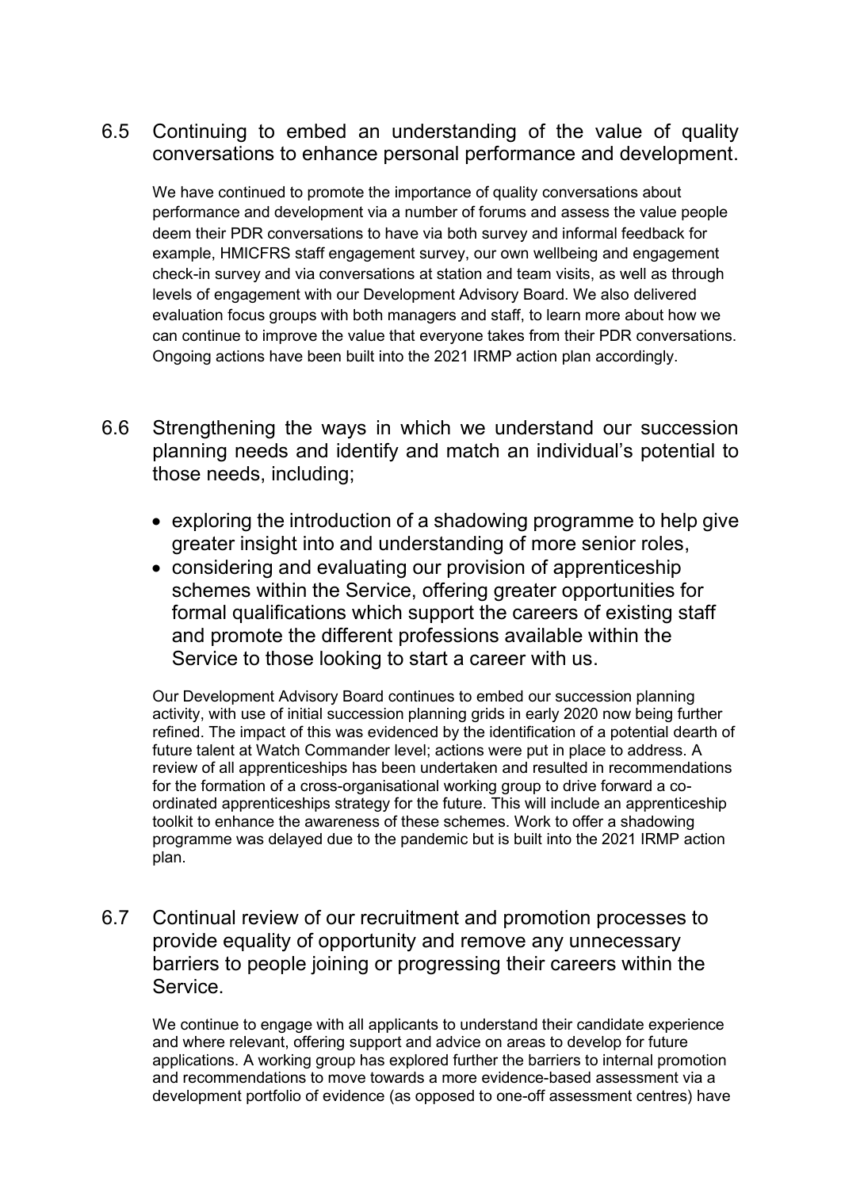6.5 Continuing to embed an understanding of the value of quality conversations to enhance personal performance and development.

We have continued to promote the importance of quality conversations about performance and development via a number of forums and assess the value people deem their PDR conversations to have via both survey and informal feedback for example, HMICFRS staff engagement survey, our own wellbeing and engagement check-in survey and via conversations at station and team visits, as well as through levels of engagement with our Development Advisory Board. We also delivered evaluation focus groups with both managers and staff, to learn more about how we can continue to improve the value that everyone takes from their PDR conversations. Ongoing actions have been built into the 2021 IRMP action plan accordingly.

6.6 Strengthening the ways in which we understand our succession planning needs and identify and match an individual's potential to those needs, including;

- exploring the introduction of a shadowing programme to help give greater insight into and understanding of more senior roles,
- considering and evaluating our provision of apprenticeship schemes within the Service, offering greater opportunities for formal qualifications which support the careers of existing staff and promote the different professions available within the Service to those looking to start a career with us.

Our Development Advisory Board continues to embed our succession planning activity, with use of initial succession planning grids in early 2020 now being further refined. The impact of this was evidenced by the identification of a potential dearth of future talent at Watch Commander level; actions were put in place to address. A review of all apprenticeships has been undertaken and resulted in recommendations for the formation of a cross-organisational working group to drive forward a co-ordinated apprenticeships strategy for the future. This will include an apprenticeship toolkit to enhance the awareness of these schemes. Work to offer a shadowing programme was delayed due to the pandemic but is built into the 2021 IRMP action plan.

6.7 Continual review of our recruitment and promotion processes to provide equality of opportunity and remove any unnecessary barriers to people joining or progressing their careers within the Service.

We continue to engage with all applicants to understand their candidate experience and where relevant, offering support and advice on areas to develop for future applications. A working group has explored further the barriers to internal promotion and recommendations to move towards a more evidence-based assessment via a development portfolio of evidence (as opposed to one-off assessment centres) have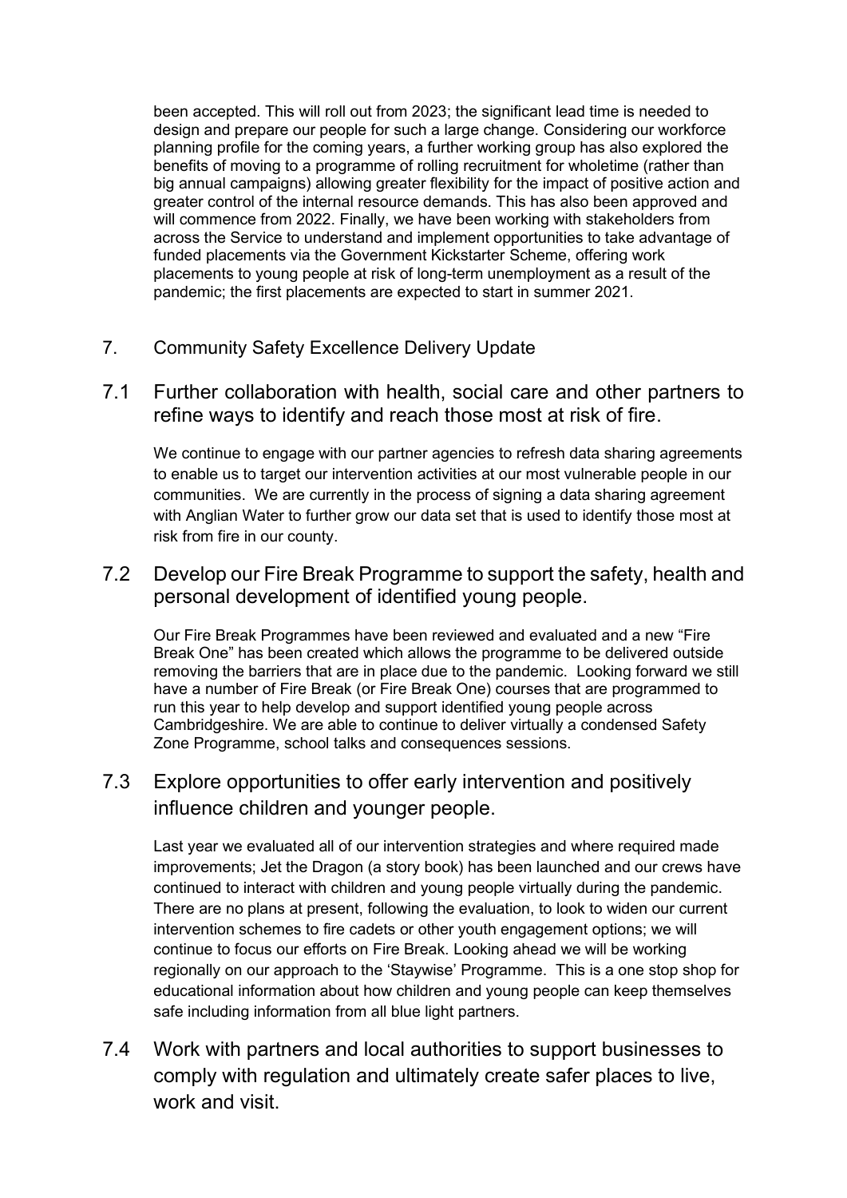been accepted. This will roll out from 2023; the significant lead time is needed to design and prepare our people for such a large change. Considering our workforce planning profile for the coming years, a further working group has also explored the benefits of moving to a programme of rolling recruitment for wholetime (rather than big annual campaigns) allowing greater flexibility for the impact of positive action and greater control of the internal resource demands. This has also been approved and will commence from 2022. Finally, we have been working with stakeholders from across the Service to understand and implement opportunities to take advantage of funded placements via the Government Kickstarter Scheme, offering work placements to young people at risk of long-term unemployment as a result of the pandemic; the first placements are expected to start in summer 2021.

## 7. Community Safety Excellence Delivery Update

### 7.1 Further collaboration with health, social care and other partners to refine ways to identify and reach those most at risk of fire.

We continue to engage with our partner agencies to refresh data sharing agreements to enable us to target our intervention activities at our most vulnerable people in our communities. We are currently in the process of signing a data sharing agreement with Anglian Water to further grow our data set that is used to identify those most at risk from fire in our county.

### 7.2 Develop our Fire Break Programme to support the safety, health and personal development of identified young people.

Our Fire Break Programmes have been reviewed and evaluated and a new "Fire Break One" has been created which allows the programme to be delivered outside removing the barriers that are in place due to the pandemic. Looking forward we still have a number of Fire Break (or Fire Break One) courses that are programmed to run this year to help develop and support identified young people across Cambridgeshire. We are able to continue to deliver virtually a condensed Safety Zone Programme, school talks and consequences sessions.

### 7.3 Explore opportunities to offer early intervention and positively influence children and younger people.

Last year we evaluated all of our intervention strategies and where required made improvements; Jet the Dragon (a story book) has been launched and our crews have continued to interact with children and young people virtually during the pandemic. There are no plans at present, following the evaluation, to look to widen our current intervention schemes to fire cadets or other youth engagement options; we will continue to focus our efforts on Fire Break. Looking ahead we will be working regionally on our approach to the 'Staywise' Programme. This is a one stop shop for educational information about how children and young people can keep themselves safe including information from all blue light partners.

### 7.4 Work with partners and local authorities to support businesses to comply with regulation and ultimately create safer places to live, work and visit.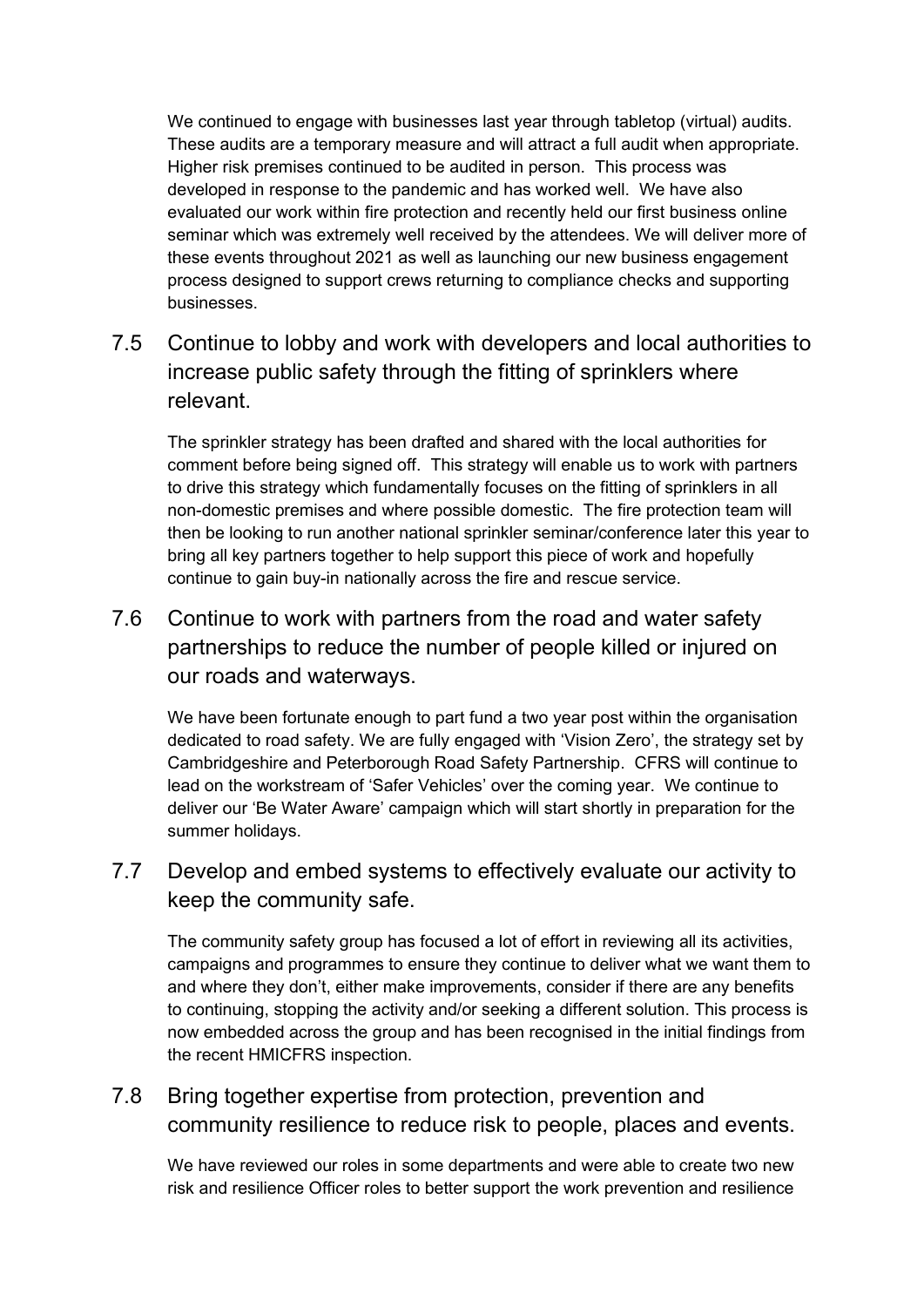We continued to engage with businesses last year through tabletop (virtual) audits. These audits are a temporary measure and will attract a full audit when appropriate. Higher risk premises continued to be audited in person. This process was developed in response to the pandemic and has worked well. We have also evaluated our work within fire protection and recently held our first business online seminar which was extremely well received by the attendees. We will deliver more of these events throughout 2021 as well as launching our new business engagement process designed to support crews returning to compliance checks and supporting businesses.

## 7.5 Continue to lobby and work with developers and local authorities to increase public safety through the fitting of sprinklers where relevant.

The sprinkler strategy has been drafted and shared with the local authorities for comment before being signed off. This strategy will enable us to work with partners to drive this strategy which fundamentally focuses on the fitting of sprinklers in all non-domestic premises and where possible domestic. The fire protection team will then be looking to run another national sprinkler seminar/conference later this year to bring all key partners together to help support this piece of work and hopefully continue to gain buy-in nationally across the fire and rescue service.

## 7.6 Continue to work with partners from the road and water safety partnerships to reduce the number of people killed or injured on our roads and waterways.

We have been fortunate enough to part fund a two year post within the organisation dedicated to road safety. We are fully engaged with 'Vision Zero', the strategy set by Cambridgeshire and Peterborough Road Safety Partnership. CFRS will continue to lead on the workstream of 'Safer Vehicles' over the coming year. We continue to deliver our 'Be Water Aware' campaign which will start shortly in preparation for the summer holidays.

## 7.7 Develop and embed systems to effectively evaluate our activity to keep the community safe.

The community safety group has focused a lot of effort in reviewing all its activities, campaigns and programmes to ensure they continue to deliver what we want them to and where they don't, either make improvements, consider if there are any benefits to continuing, stopping the activity and/or seeking a different solution. This process is now embedded across the group and has been recognised in the initial findings from the recent HMICFRS inspection.

## 7.8 Bring together expertise from protection, prevention and community resilience to reduce risk to people, places and events.

We have reviewed our roles in some departments and were able to create two new risk and resilience Officer roles to better support the work prevention and resilience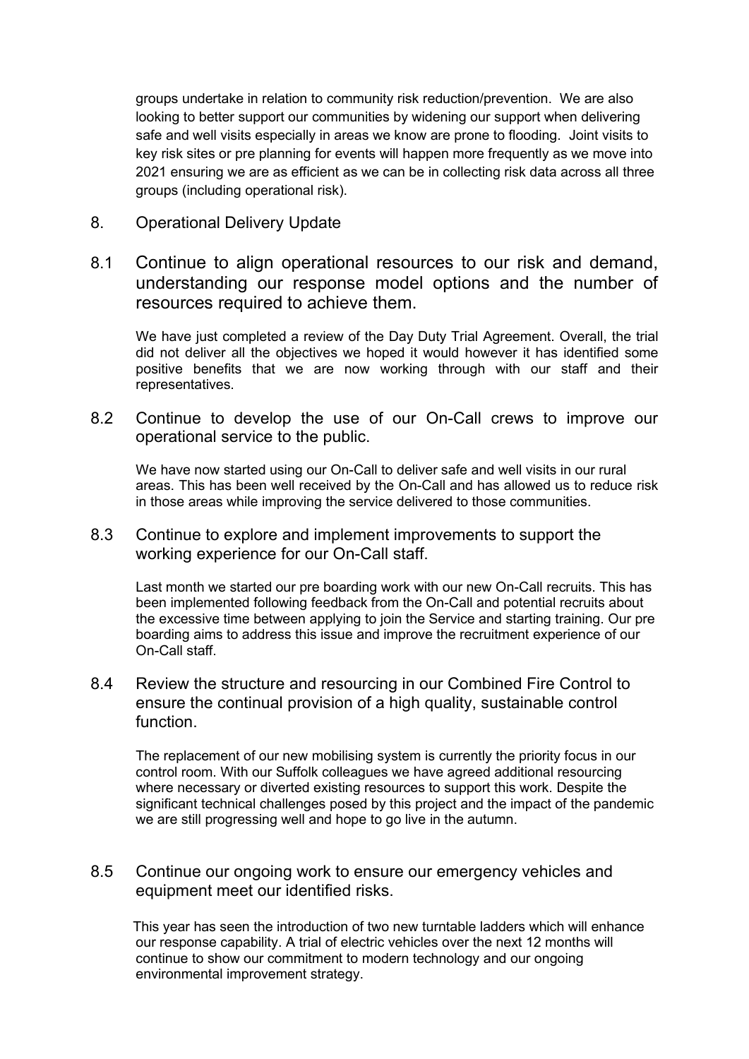groups undertake in relation to community risk reduction/prevention. We are also looking to better support our communities by widening our support when delivering safe and well visits especially in areas we know are prone to flooding. Joint visits to key risk sites or pre planning for events will happen more frequently as we move into 2021 ensuring we are as efficient as we can be in collecting risk data across all three groups (including operational risk).

## 8. Operational Delivery Update

### 8.1 Continue to align operational resources to our risk and demand, understanding our response model options and the number of resources required to achieve them.

We have just completed a review of the Day Duty Trial Agreement. Overall, the trial did not deliver all the objectives we hoped it would however it has identified some positive benefits that we are now working through with our staff and their representatives.

### 8.2 Continue to develop the use of our On-Call crews to improve our operational service to the public.

We have now started using our On-Call to deliver safe and well visits in our rural areas. This has been well received by the On-Call and has allowed us to reduce risk in those areas while improving the service delivered to those communities.

### 8.3 Continue to explore and implement improvements to support the working experience for our On-Call staff.

Last month we started our pre boarding work with our new On-Call recruits. This has been implemented following feedback from the On-Call and potential recruits about the excessive time between applying to join the Service and starting training. Our pre boarding aims to address this issue and improve the recruitment experience of our On-Call staff.

### 8.4 Review the structure and resourcing in our Combined Fire Control to ensure the continual provision of a high quality, sustainable control function.

The replacement of our new mobilising system is currently the priority focus in our control room. With our Suffolk colleagues we have agreed additional resourcing where necessary or diverted existing resources to support this work. Despite the significant technical challenges posed by this project and the impact of the pandemic we are still progressing well and hope to go live in the autumn.

### 8.5 Continue our ongoing work to ensure our emergency vehicles and equipment meet our identified risks.

This year has seen the introduction of two new turntable ladders which will enhance our response capability. A trial of electric vehicles over the next 12 months will continue to show our commitment to modern technology and our ongoing environmental improvement strategy.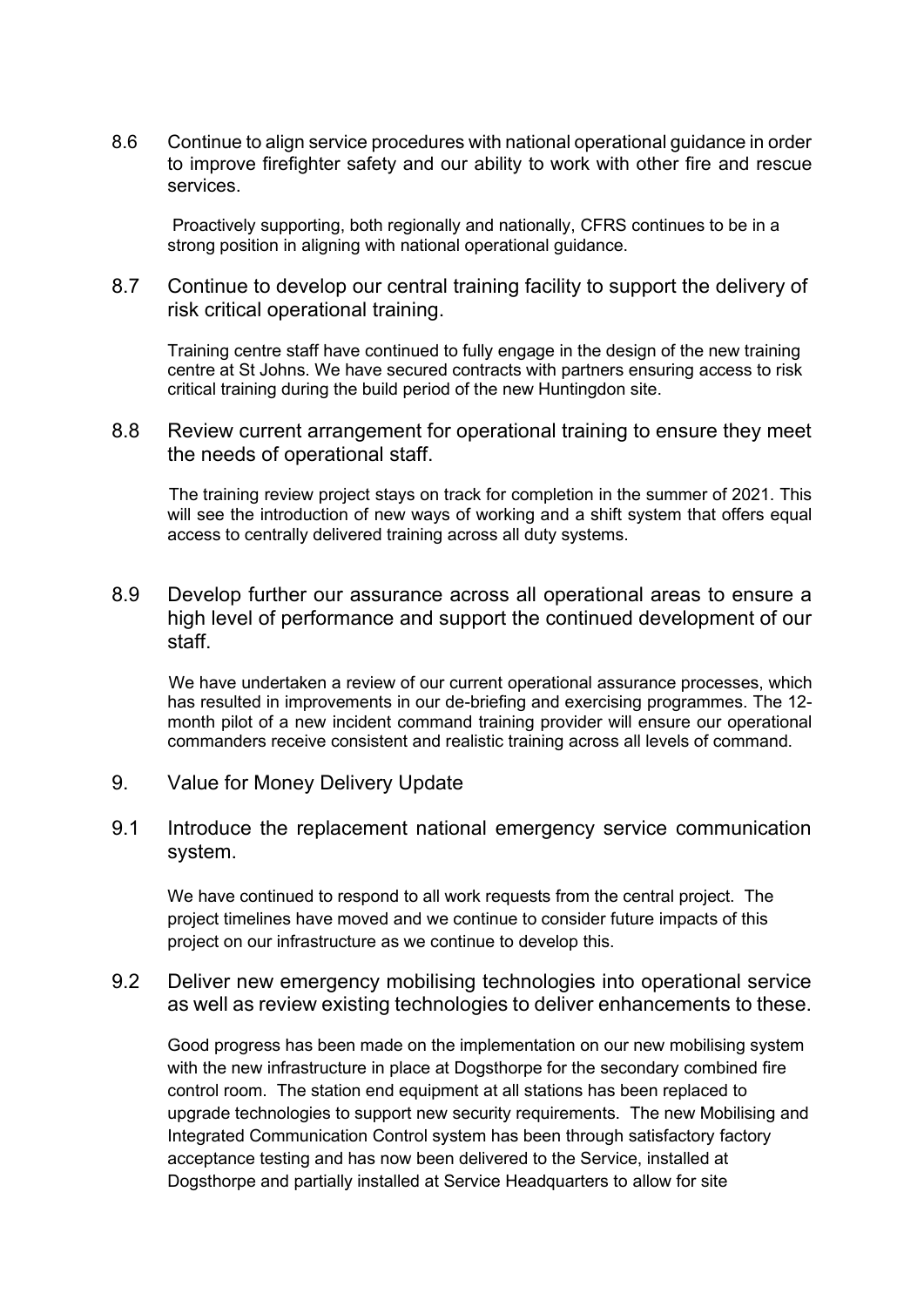8.6 Continue to align service procedures with national operational guidance in order to improve firefighter safety and our ability to work with other fire and rescue services.

Proactively supporting, both regionally and nationally, CFRS continues to be in a strong position in aligning with national operational guidance.

8.7 Continue to develop our central training facility to support the delivery of risk critical operational training.

Training centre staff have continued to fully engage in the design of the new training centre at St Johns. We have secured contracts with partners ensuring access to risk critical training during the build period of the new Huntingdon site.

8.8 Review current arrangement for operational training to ensure they meet the needs of operational staff.

The training review project stays on track for completion in the summer of 2021. This will see the introduction of new ways of working and a shift system that offers equal access to centrally delivered training across all duty systems.

8.9 Develop further our assurance across all operational areas to ensure a high level of performance and support the continued development of our staff.

We have undertaken a review of our current operational assurance processes, which has resulted in improvements in our de-briefing and exercising programmes. The 12-month pilot of a new incident command training provider will ensure our operational commanders receive consistent and realistic training across all levels of command.

## 9. Value for Money Delivery Update

9.1 Introduce the replacement national emergency service communication system.

We have continued to respond to all work requests from the central project. The project timelines have moved and we continue to consider future impacts of this project on our infrastructure as we continue to develop this.

9.2 Deliver new emergency mobilising technologies into operational service as well as review existing technologies to deliver enhancements to these.

Good progress has been made on the implementation on our new mobilising system with the new infrastructure in place at Dogsthorpe for the secondary combined fire control room. The station end equipment at all stations has been replaced to upgrade technologies to support new security requirements. The new Mobilising and Integrated Communication Control system has been through satisfactory factory acceptance testing and has now been delivered to the Service, installed at Dogsthorpe and partially installed at Service Headquarters to allow for site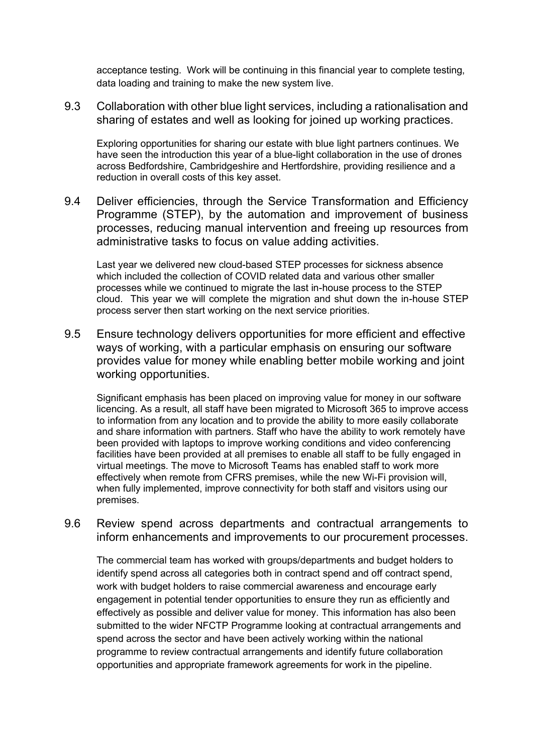acceptance testing. Work will be continuing in this financial year to complete testing, data loading and training to make the new system live.

### 9.3 Collaboration with other blue light services, including a rationalisation and sharing of estates and well as looking for joined up working practices.

Exploring opportunities for sharing our estate with blue light partners continues. We have seen the introduction this year of a blue-light collaboration in the use of drones across Bedfordshire, Cambridgeshire and Hertfordshire, providing resilience and a reduction in overall costs of this key asset.

### 9.4 Deliver efficiencies, through the Service Transformation and Efficiency Programme (STEP), by the automation and improvement of business processes, reducing manual intervention and freeing up resources from administrative tasks to focus on value adding activities.

Last year we delivered new cloud-based STEP processes for sickness absence which included the collection of COVID related data and various other smaller processes while we continued to migrate the last in-house process to the STEP cloud. This year we will complete the migration and shut down the in-house STEP process server then start working on the next service priorities.

### 9.5 Ensure technology delivers opportunities for more efficient and effective ways of working, with a particular emphasis on ensuring our software provides value for money while enabling better mobile working and joint working opportunities.

Significant emphasis has been placed on improving value for money in our software licencing. As a result, all staff have been migrated to Microsoft 365 to improve access to information from any location and to provide the ability to more easily collaborate and share information with partners. Staff who have the ability to work remotely have been provided with laptops to improve working conditions and video conferencing facilities have been provided at all premises to enable all staff to be fully engaged in virtual meetings. The move to Microsoft Teams has enabled staff to work more effectively when remote from CFRS premises, while the new Wi-Fi provision will, when fully implemented, improve connectivity for both staff and visitors using our premises.

### 9.6 Review spend across departments and contractual arrangements to inform enhancements and improvements to our procurement processes.

The commercial team has worked with groups/departments and budget holders to identify spend across all categories both in contract spend and off contract spend, work with budget holders to raise commercial awareness and encourage early engagement in potential tender opportunities to ensure they run as efficiently and effectively as possible and deliver value for money. This information has also been submitted to the wider NFCTP Programme looking at contractual arrangements and spend across the sector and have been actively working within the national programme to review contractual arrangements and identify future collaboration opportunities and appropriate framework agreements for work in the pipeline.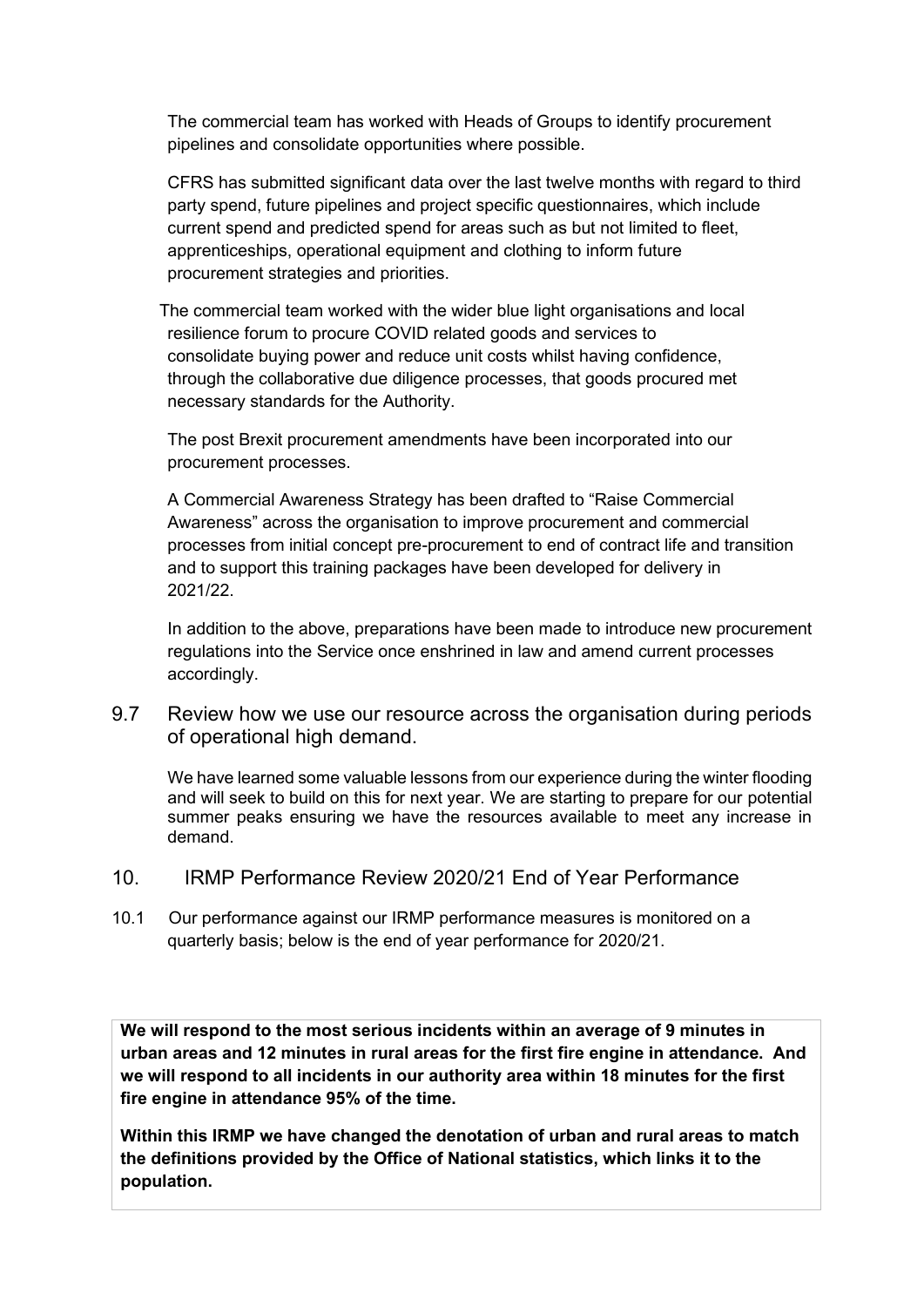The commercial team has worked with Heads of Groups to identify procurement pipelines and consolidate opportunities where possible.

CFRS has submitted significant data over the last twelve months with regard to third party spend, future pipelines and project specific questionnaires, which include current spend and predicted spend for areas such as but not limited to fleet, apprenticeships, operational equipment and clothing to inform future procurement strategies and priorities.

The commercial team worked with the wider blue light organisations and local resilience forum to procure COVID related goods and services to consolidate buying power and reduce unit costs whilst having confidence, through the collaborative due diligence processes, that goods procured met necessary standards for the Authority.

The post Brexit procurement amendments have been incorporated into our procurement processes.

A Commercial Awareness Strategy has been drafted to "Raise Commercial Awareness" across the organisation to improve procurement and commercial processes from initial concept pre-procurement to end of contract life and transition and to support this training packages have been developed for delivery in 2021/22.

In addition to the above, preparations have been made to introduce new procurement regulations into the Service once enshrined in law and amend current processes accordingly.

### 9.7 Review how we use our resource across the organisation during periods of operational high demand.

We have learned some valuable lessons from our experience during the winter flooding and will seek to build on this for next year. We are starting to prepare for our potential summer peaks ensuring we have the resources available to meet any increase in demand.

## 10. IRMP Performance Review 2020/21 End of Year Performance

10.1 Our performance against our IRMP performance measures is monitored on a quarterly basis; below is the end of year performance for 2020/21.

**We will respond to the most serious incidents within an average of 9 minutes in urban areas and 12 minutes in rural areas for the first fire engine in attendance. And we will respond to all incidents in our authority area within 18 minutes for the first fire engine in attendance 95% of the time.**

**Within this IRMP we have changed the denotation of urban and rural areas to match the definitions provided by the Office of National statistics, which links it to the population.**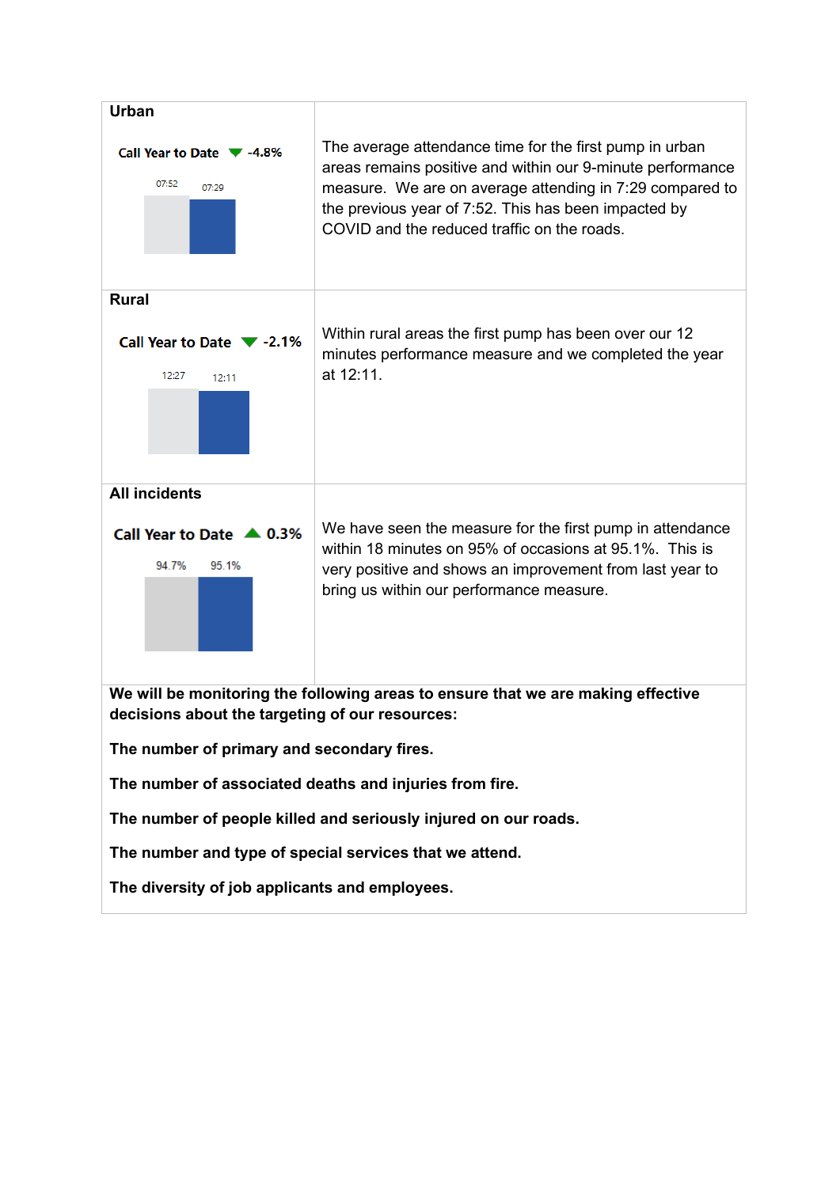| Urban | |
|---|---|
| **Urban**<br><br>Call Year to Date ▼ -4.8%<br><br>07:52 07:29 | The average attendance time for the first pump in urban areas remains positive and within our 9-minute performance measure. We are on average attending in 7:29 compared to the previous year of 7:52. This has been impacted by COVID and the reduced traffic on the roads. |
| **Rural**<br><br>Call Year to Date ▼ -2.1%<br><br>12:27 12:11 | Within rural areas the first pump has been over our 12 minutes performance measure and we completed the year at 12:11. |
| **All incidents**<br><br>Call Year to Date ▲ 0.3%<br><br>94.7% 95.1% | We have seen the measure for the first pump in attendance within 18 minutes on 95% of occasions at 95.1%. This is very positive and shows an improvement from last year to bring us within our performance measure. |

**We will be monitoring the following areas to ensure that we are making effective decisions about the targeting of our resources:**

**The number of primary and secondary fires.**

**The number of associated deaths and injuries from fire.**

**The number of people killed and seriously injured on our roads.**

**The number and type of special services that we attend.**

**The diversity of job applicants and employees.**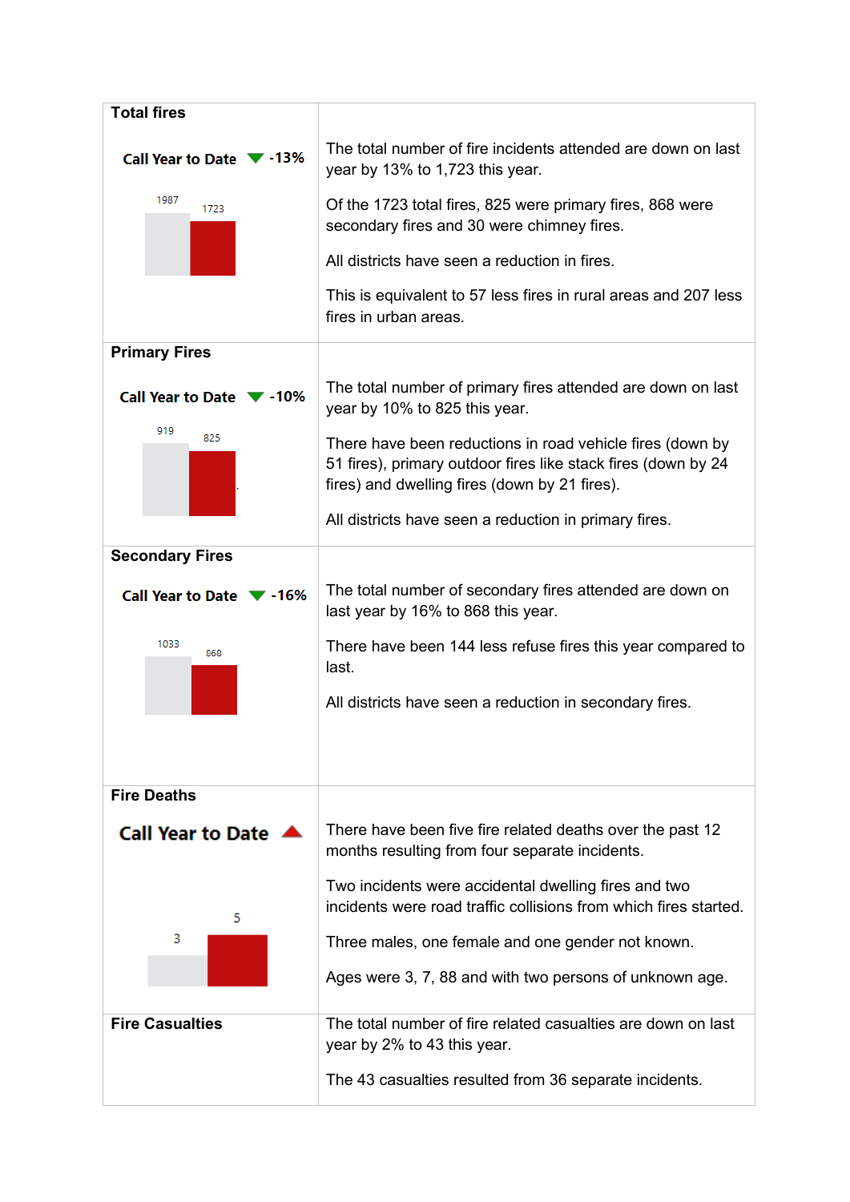| Total fires<br><br>Call Year to Date ▼ -13%<br><br>1987 / 1723 | The total number of fire incidents attended are down on last year by 13% to 1,723 this year.<br><br>Of the 1723 total fires, 825 were primary fires, 868 were secondary fires and 30 were chimney fires.<br><br>All districts have seen a reduction in fires.<br><br>This is equivalent to 57 less fires in rural areas and 207 less fires in urban areas. |
|---|---|
| **Primary Fires**<br><br>Call Year to Date ▼ -10%<br><br>919 / 825 | The total number of primary fires attended are down on last year by 10% to 825 this year.<br><br>There have been reductions in road vehicle fires (down by 51 fires), primary outdoor fires like stack fires (down by 24 fires) and dwelling fires (down by 21 fires).<br><br>All districts have seen a reduction in primary fires. |
| **Secondary Fires**<br><br>Call Year to Date ▼ -16%<br><br>1033 / 868 | The total number of secondary fires attended are down on last year by 16% to 868 this year.<br><br>There have been 144 less refuse fires this year compared to last.<br><br>All districts have seen a reduction in secondary fires. |
| **Fire Deaths**<br><br>Call Year to Date ▲<br><br>3 / 5 | There have been five fire related deaths over the past 12 months resulting from four separate incidents.<br><br>Two incidents were accidental dwelling fires and two incidents were road traffic collisions from which fires started.<br><br>Three males, one female and one gender not known.<br><br>Ages were 3, 7, 88 and with two persons of unknown age. |
| **Fire Casualties** | The total number of fire related casualties are down on last year by 2% to 43 this year.<br><br>The 43 casualties resulted from 36 separate incidents. |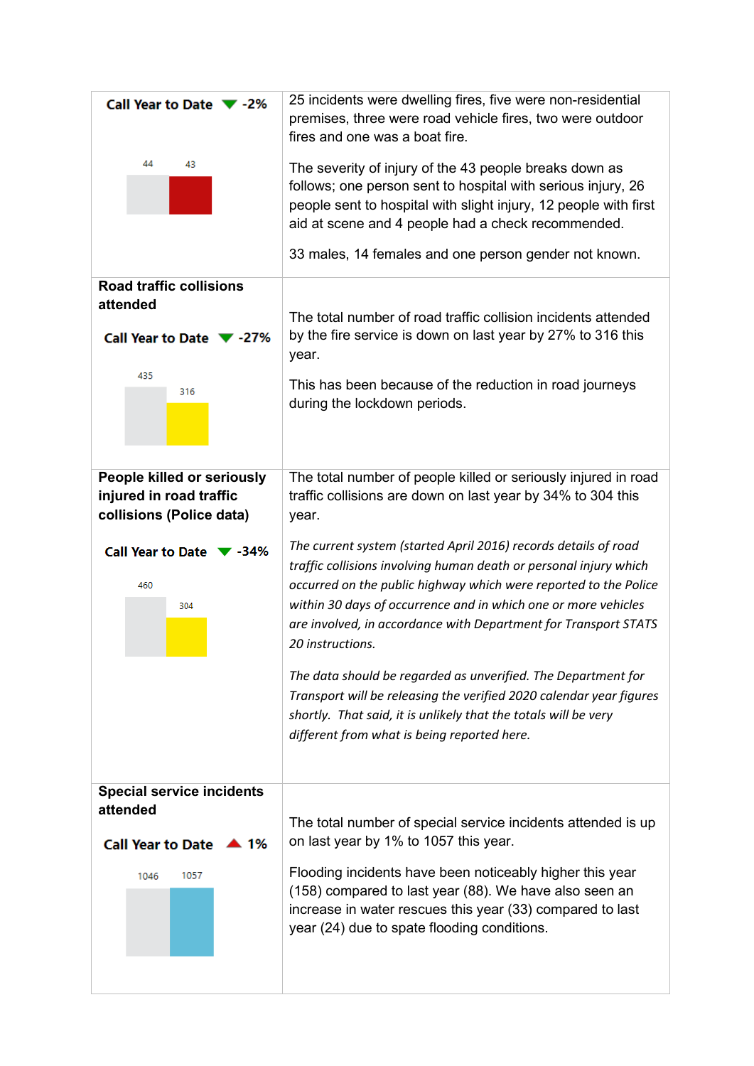| | |
|---|---|
| **Call Year to Date ▼ -2%**<br><br>44 43 | 25 incidents were dwelling fires, five were non-residential premises, three were road vehicle fires, two were outdoor fires and one was a boat fire.<br><br>The severity of injury of the 43 people breaks down as follows; one person sent to hospital with serious injury, 26 people sent to hospital with slight injury, 12 people with first aid at scene and 4 people had a check recommended.<br><br>33 males, 14 females and one person gender not known. |
| **Road traffic collisions attended**<br><br>**Call Year to Date ▼ -27%**<br><br>435 316 | The total number of road traffic collision incidents attended by the fire service is down on last year by 27% to 316 this year.<br><br>This has been because of the reduction in road journeys during the lockdown periods. |
| **People killed or seriously injured in road traffic collisions (Police data)**<br><br>**Call Year to Date ▼ -34%**<br><br>460 304 | The total number of people killed or seriously injured in road traffic collisions are down on last year by 34% to 304 this year.<br><br>*The current system (started April 2016) records details of road traffic collisions involving human death or personal injury which occurred on the public highway which were reported to the Police within 30 days of occurrence and in which one or more vehicles are involved, in accordance with Department for Transport STATS 20 instructions.*<br><br>*The data should be regarded as unverified. The Department for Transport will be releasing the verified 2020 calendar year figures shortly. That said, it is unlikely that the totals will be very different from what is being reported here.* |
| **Special service incidents attended**<br><br>**Call Year to Date ▲ 1%**<br><br>1046 1057 | The total number of special service incidents attended is up on last year by 1% to 1057 this year.<br><br>Flooding incidents have been noticeably higher this year (158) compared to last year (88). We have also seen an increase in water rescues this year (33) compared to last year (24) due to spate flooding conditions. |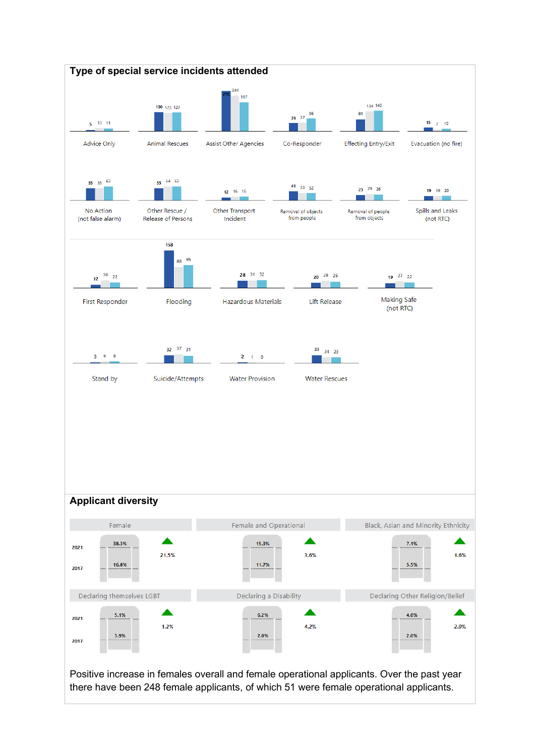## Type of special service incidents attended

| Incident type | Value 1 | Value 2 | Value 3 |
|---|---|---|---|
| Advice Only | 5 | 13 | 11 |
| Animal Rescues | 130 | 123 | 127 |
| Assist Other Agencies | 276 | 244 | 197 |
| Co-Responder | 36 | 37 | 56 |
| Effecting Entry/Exit | 81 | 134 | 140 |
| Evacuation (no fire) | 15 | 7 | 10 |
| No Action (not false alarm) | 55 | 55 | 63 |
| Other Rescue / Release of Persons | 55 | 64 | 63 |
| Other Transport Incident | 12 | 16 | 16 |
| Removal of objects from people | 41 | 33 | 32 |
| Removal of people from objects | 23 | 29 | 26 |
| Spills and Leaks (not RTC) | 19 | 19 | 20 |
| First Responder | 12 | 30 | 22 |
| Flooding | 158 | 88 | 95 |
| Hazardous Materials | 28 | 31 | 32 |
| Lift Release | 20 | 28 | 26 |
| Making Safe (not RTC) | 19 | 27 | 22 |
| Stand by | 3 | 6 | 6 |
| Suicide/Attempts | 32 | 37 | 31 |
| Water Provision | 2 | 1 | 0 |
| Water Rescues | 33 | 24 | 23 |

## Applicant diversity

| Category | 2021 | 2017 | Increase |
|---|---|---|---|
| Female | 38.3% | 16.8% | ▲ 21.5% |
| Female and Operational | 15.3% | 11.7% | ▲ 3.6% |
| Black, Asian and Minority Ethnicity | 7.1% | 5.5% | ▲ 1.6% |
| Declaring themselves LGBT | 5.1% | 3.9% | ▲ 1.2% |
| Declaring a Disability | 6.2% | 2.0% | ▲ 4.2% |
| Declaring Other Religion/Belief | 4.0% | 2.0% | ▲ 2.0% |

Positive increase in females overall and female operational applicants. Over the past year there have been 248 female applicants, of which 51 were female operational applicants.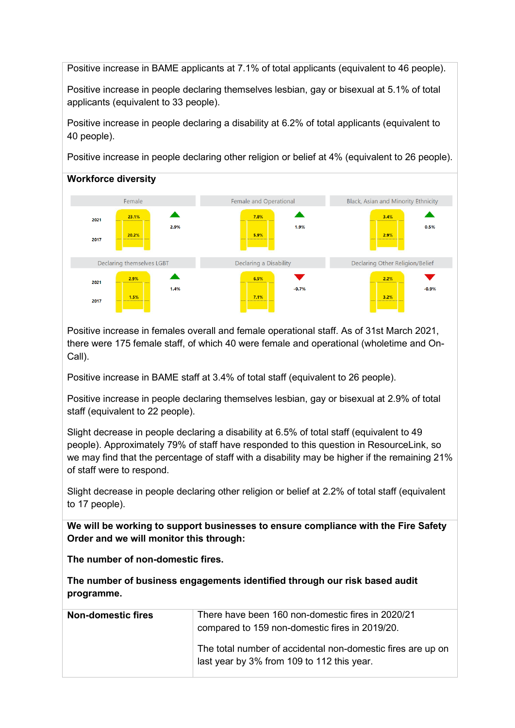Positive increase in BAME applicants at 7.1% of total applicants (equivalent to 46 people).

Positive increase in people declaring themselves lesbian, gay or bisexual at 5.1% of total applicants (equivalent to 33 people).

Positive increase in people declaring a disability at 6.2% of total applicants (equivalent to 40 people).

Positive increase in people declaring other religion or belief at 4% (equivalent to 26 people).

**Workforce diversity**

| | 2021 | 2017 | Change |
|---|---|---|---|
| Female | 23.1% | 20.2% | ▲ 2.9% |
| Female and Operational | 7.8% | 5.9% | ▲ 1.9% |
| Black, Asian and Minority Ethnicity | 3.4% | 2.9% | ▲ 0.5% |
| Declaring themselves LGBT | 2.9% | 1.5% | ▲ 1.4% |
| Declaring a Disability | 6.5% | 7.1% | ▼ -0.7% |
| Declaring Other Religion/Belief | 2.2% | 3.2% | ▼ -0.9% |

Positive increase in females overall and female operational staff. As of 31st March 2021, there were 175 female staff, of which 40 were female and operational (wholetime and On-Call).

Positive increase in BAME staff at 3.4% of total staff (equivalent to 26 people).

Positive increase in people declaring themselves lesbian, gay or bisexual at 2.9% of total staff (equivalent to 22 people).

Slight decrease in people declaring a disability at 6.5% of total staff (equivalent to 49 people). Approximately 79% of staff have responded to this question in ResourceLink, so we may find that the percentage of staff with a disability may be higher if the remaining 21% of staff were to respond.

Slight decrease in people declaring other religion or belief at 2.2% of total staff (equivalent to 17 people).

**We will be working to support businesses to ensure compliance with the Fire Safety Order and we will monitor this through:**

**The number of non-domestic fires.**

**The number of business engagements identified through our risk based audit programme.**

| **Non-domestic fires** | There have been 160 non-domestic fires in 2020/21 compared to 159 non-domestic fires in 2019/20. The total number of accidental non-domestic fires are up on last year by 3% from 109 to 112 this year. |
|---|---|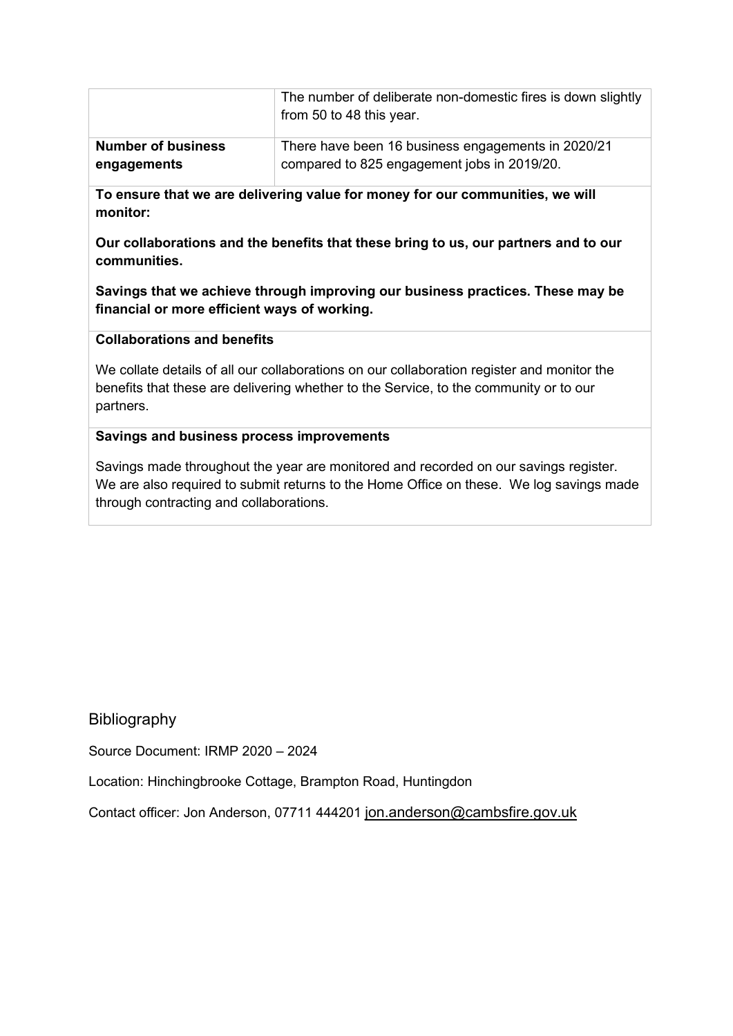| | |
|---|---|
| | The number of deliberate non-domestic fires is down slightly from 50 to 48 this year. |
| **Number of business engagements** | There have been 16 business engagements in 2020/21 compared to 825 engagement jobs in 2019/20. |

**To ensure that we are delivering value for money for our communities, we will monitor:**

**Our collaborations and the benefits that these bring to us, our partners and to our communities.**

**Savings that we achieve through improving our business practices. These may be financial or more efficient ways of working.**

**Collaborations and benefits**

We collate details of all our collaborations on our collaboration register and monitor the benefits that these are delivering whether to the Service, to the community or to our partners.

**Savings and business process improvements**

Savings made throughout the year are monitored and recorded on our savings register. We are also required to submit returns to the Home Office on these. We log savings made through contracting and collaborations.

## Bibliography

Source Document: IRMP 2020 – 2024

Location: Hinchingbrooke Cottage, Brampton Road, Huntingdon

Contact officer: Jon Anderson, 07711 444201 jon.anderson@cambsfire.gov.uk